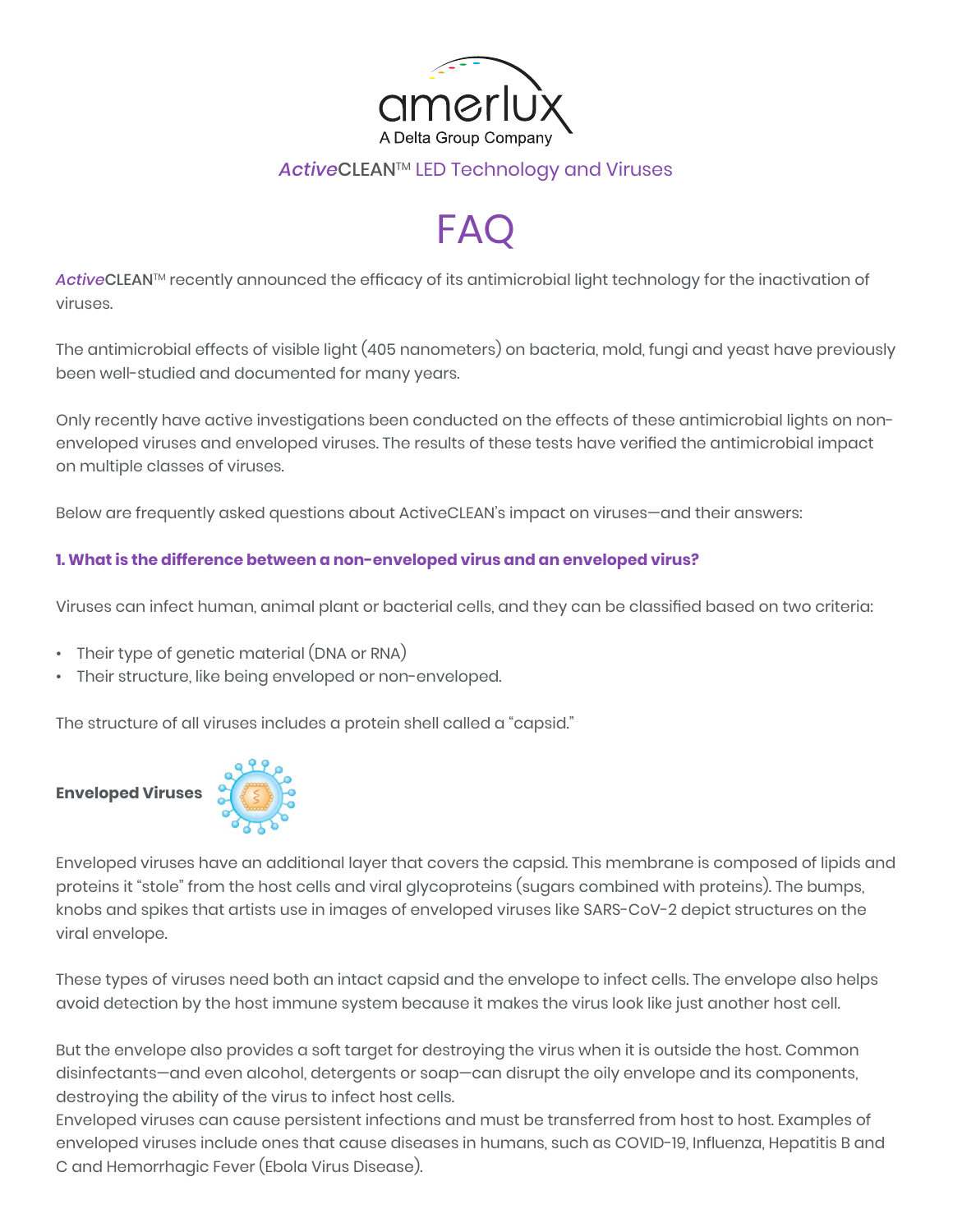amerlux
A Delta Group Company

*Active*CLEAN™ LED Technology and Viruses

# FAQ

*Active*CLEAN™ recently announced the efficacy of its antimicrobial light technology for the inactivation of viruses.

The antimicrobial effects of visible light (405 nanometers) on bacteria, mold, fungi and yeast have previously been well-studied and documented for many years.

Only recently have active investigations been conducted on the effects of these antimicrobial lights on non-enveloped viruses and enveloped viruses. The results of these tests have verified the antimicrobial impact on multiple classes of viruses.

Below are frequently asked questions about ActiveCLEAN's impact on viruses—and their answers:

### 1. What is the difference between a non-enveloped virus and an enveloped virus?

Viruses can infect human, animal plant or bacterial cells, and they can be classified based on two criteria:

- Their type of genetic material (DNA or RNA)
- Their structure, like being enveloped or non-enveloped.

The structure of all viruses includes a protein shell called a "capsid."

**Enveloped Viruses**

Enveloped viruses have an additional layer that covers the capsid. This membrane is composed of lipids and proteins it "stole" from the host cells and viral glycoproteins (sugars combined with proteins). The bumps, knobs and spikes that artists use in images of enveloped viruses like SARS-CoV-2 depict structures on the viral envelope.

These types of viruses need both an intact capsid and the envelope to infect cells. The envelope also helps avoid detection by the host immune system because it makes the virus look like just another host cell.

But the envelope also provides a soft target for destroying the virus when it is outside the host. Common disinfectants—and even alcohol, detergents or soap—can disrupt the oily envelope and its components, destroying the ability of the virus to infect host cells.
Enveloped viruses can cause persistent infections and must be transferred from host to host. Examples of enveloped viruses include ones that cause diseases in humans, such as COVID-19, Influenza, Hepatitis B and C and Hemorrhagic Fever (Ebola Virus Disease).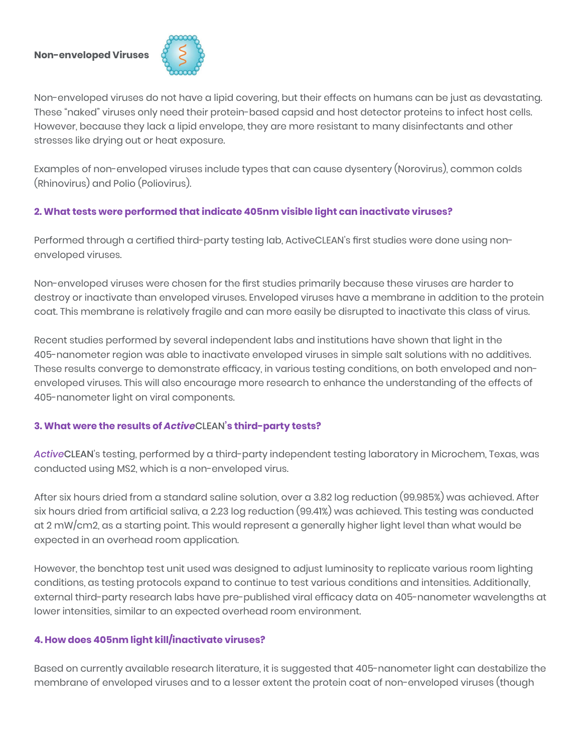**Non-enveloped Viruses**

Non-enveloped viruses do not have a lipid covering, but their effects on humans can be just as devastating. These "naked" viruses only need their protein-based capsid and host detector proteins to infect host cells. However, because they lack a lipid envelope, they are more resistant to many disinfectants and other stresses like drying out or heat exposure.

Examples of non-enveloped viruses include types that can cause dysentery (Norovirus), common colds (Rhinovirus) and Polio (Poliovirus).

### 2. What tests were performed that indicate 405nm visible light can inactivate viruses?

Performed through a certified third-party testing lab, ActiveCLEAN's first studies were done using non-enveloped viruses.

Non-enveloped viruses were chosen for the first studies primarily because these viruses are harder to destroy or inactivate than enveloped viruses. Enveloped viruses have a membrane in addition to the protein coat. This membrane is relatively fragile and can more easily be disrupted to inactivate this class of virus.

Recent studies performed by several independent labs and institutions have shown that light in the 405-nanometer region was able to inactivate enveloped viruses in simple salt solutions with no additives. These results converge to demonstrate efficacy, in various testing conditions, on both enveloped and non-enveloped viruses. This will also encourage more research to enhance the understanding of the effects of 405-nanometer light on viral components.

### 3. What were the results of *Active*CLEAN's third-party tests?

*Active*CLEAN's testing, performed by a third-party independent testing laboratory in Microchem, Texas, was conducted using MS2, which is a non-enveloped virus.

After six hours dried from a standard saline solution, over a 3.82 log reduction (99.985%) was achieved. After six hours dried from artificial saliva, a 2.23 log reduction (99.41%) was achieved. This testing was conducted at 2 mW/cm2, as a starting point. This would represent a generally higher light level than what would be expected in an overhead room application.

However, the benchtop test unit used was designed to adjust luminosity to replicate various room lighting conditions, as testing protocols expand to continue to test various conditions and intensities. Additionally, external third-party research labs have pre-published viral efficacy data on 405-nanometer wavelengths at lower intensities, similar to an expected overhead room environment.

### 4. How does 405nm light kill/inactivate viruses?

Based on currently available research literature, it is suggested that 405-nanometer light can destabilize the membrane of enveloped viruses and to a lesser extent the protein coat of non-enveloped viruses (though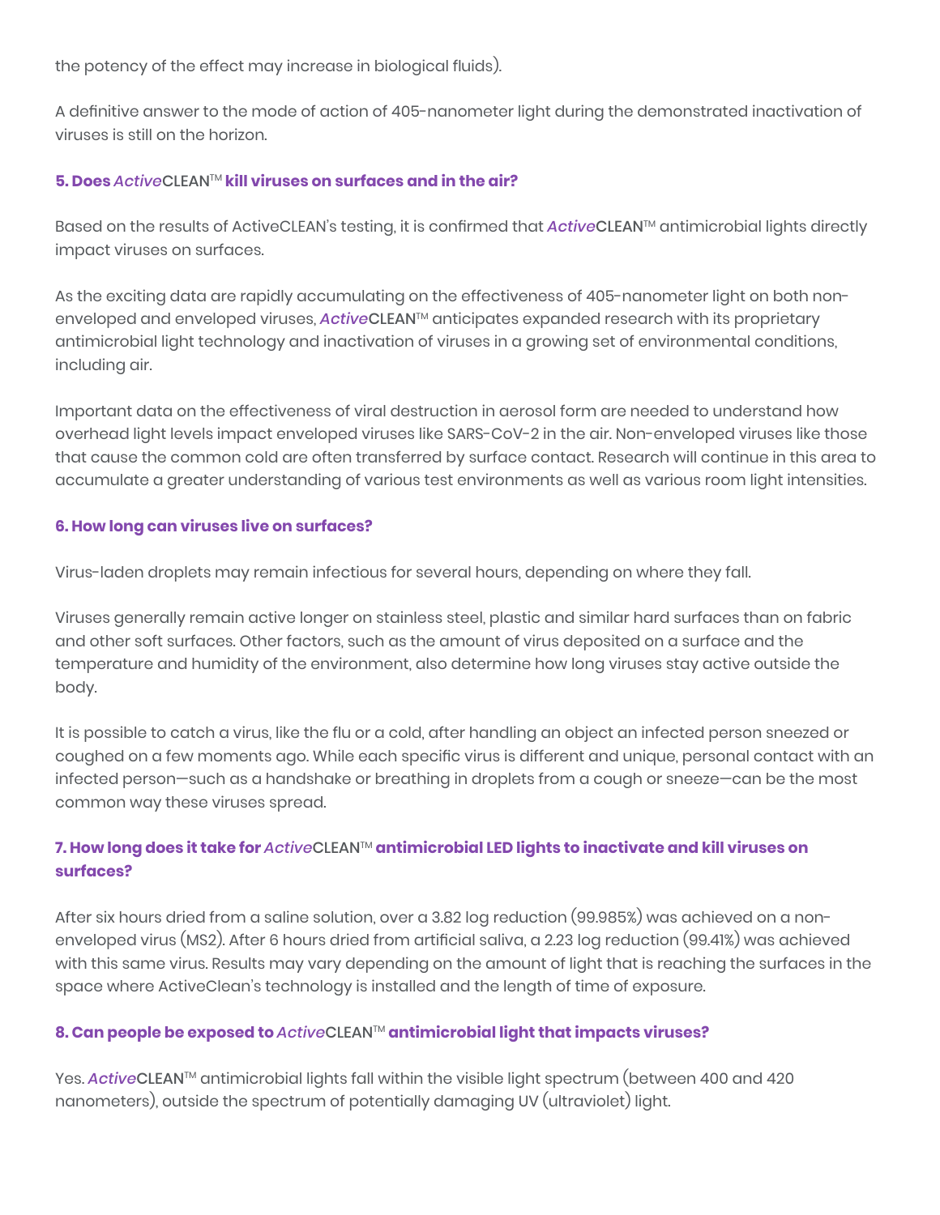the potency of the effect may increase in biological fluids).

A definitive answer to the mode of action of 405-nanometer light during the demonstrated inactivation of viruses is still on the horizon.

### 5. Does *Active*CLEAN™ kill viruses on surfaces and in the air?

Based on the results of ActiveCLEAN's testing, it is confirmed that ***Active*****CLEAN**™ antimicrobial lights directly impact viruses on surfaces.

As the exciting data are rapidly accumulating on the effectiveness of 405-nanometer light on both non-enveloped and enveloped viruses, ***Active*****CLEAN**™ anticipates expanded research with its proprietary antimicrobial light technology and inactivation of viruses in a growing set of environmental conditions, including air.

Important data on the effectiveness of viral destruction in aerosol form are needed to understand how overhead light levels impact enveloped viruses like SARS-CoV-2 in the air. Non-enveloped viruses like those that cause the common cold are often transferred by surface contact. Research will continue in this area to accumulate a greater understanding of various test environments as well as various room light intensities.

### 6. How long can viruses live on surfaces?

Virus-laden droplets may remain infectious for several hours, depending on where they fall.

Viruses generally remain active longer on stainless steel, plastic and similar hard surfaces than on fabric and other soft surfaces. Other factors, such as the amount of virus deposited on a surface and the temperature and humidity of the environment, also determine how long viruses stay active outside the body.

It is possible to catch a virus, like the flu or a cold, after handling an object an infected person sneezed or coughed on a few moments ago. While each specific virus is different and unique, personal contact with an infected person—such as a handshake or breathing in droplets from a cough or sneeze—can be the most common way these viruses spread.

### 7. How long does it take for *Active*CLEAN™ antimicrobial LED lights to inactivate and kill viruses on surfaces?

After six hours dried from a saline solution, over a 3.82 log reduction (99.985%) was achieved on a non-enveloped virus (MS2). After 6 hours dried from artificial saliva, a 2.23 log reduction (99.41%) was achieved with this same virus. Results may vary depending on the amount of light that is reaching the surfaces in the space where ActiveClean's technology is installed and the length of time of exposure.

### 8. Can people be exposed to *Active*CLEAN™ antimicrobial light that impacts viruses?

Yes. ***Active*****CLEAN**™ antimicrobial lights fall within the visible light spectrum (between 400 and 420 nanometers), outside the spectrum of potentially damaging UV (ultraviolet) light.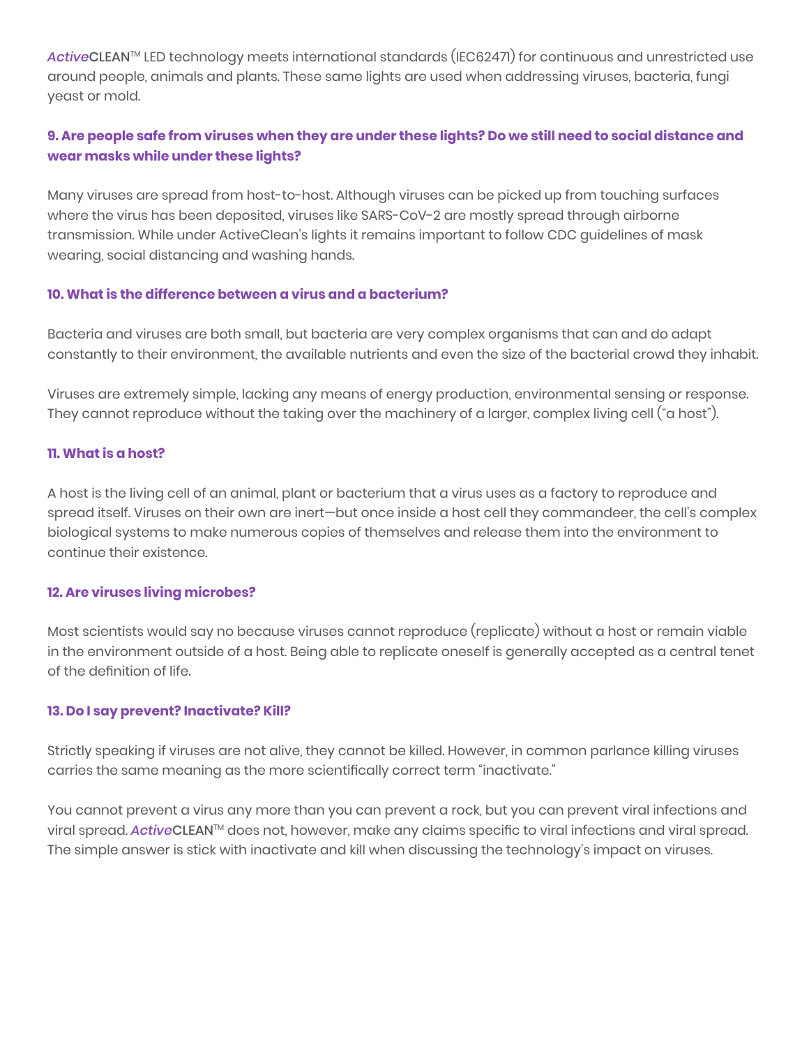*Active*CLEAN™ LED technology meets international standards (IEC62471) for continuous and unrestricted use around people, animals and plants. These same lights are used when addressing viruses, bacteria, fungi yeast or mold.

### 9. Are people safe from viruses when they are under these lights? Do we still need to social distance and wear masks while under these lights?

Many viruses are spread from host-to-host. Although viruses can be picked up from touching surfaces where the virus has been deposited, viruses like SARS-CoV-2 are mostly spread through airborne transmission. While under ActiveClean's lights it remains important to follow CDC guidelines of mask wearing, social distancing and washing hands.

### 10. What is the difference between a virus and a bacterium?

Bacteria and viruses are both small, but bacteria are very complex organisms that can and do adapt constantly to their environment, the available nutrients and even the size of the bacterial crowd they inhabit.

Viruses are extremely simple, lacking any means of energy production, environmental sensing or response. They cannot reproduce without the taking over the machinery of a larger, complex living cell ("a host").

### 11. What is a host?

A host is the living cell of an animal, plant or bacterium that a virus uses as a factory to reproduce and spread itself. Viruses on their own are inert—but once inside a host cell they commandeer, the cell's complex biological systems to make numerous copies of themselves and release them into the environment to continue their existence.

### 12. Are viruses living microbes?

Most scientists would say no because viruses cannot reproduce (replicate) without a host or remain viable in the environment outside of a host. Being able to replicate oneself is generally accepted as a central tenet of the definition of life.

### 13. Do I say prevent? Inactivate? Kill?

Strictly speaking if viruses are not alive, they cannot be killed. However, in common parlance killing viruses carries the same meaning as the more scientifically correct term "inactivate."

You cannot prevent a virus any more than you can prevent a rock, but you can prevent viral infections and viral spread. *Active*CLEAN™ does not, however, make any claims specific to viral infections and viral spread. The simple answer is stick with inactivate and kill when discussing the technology's impact on viruses.